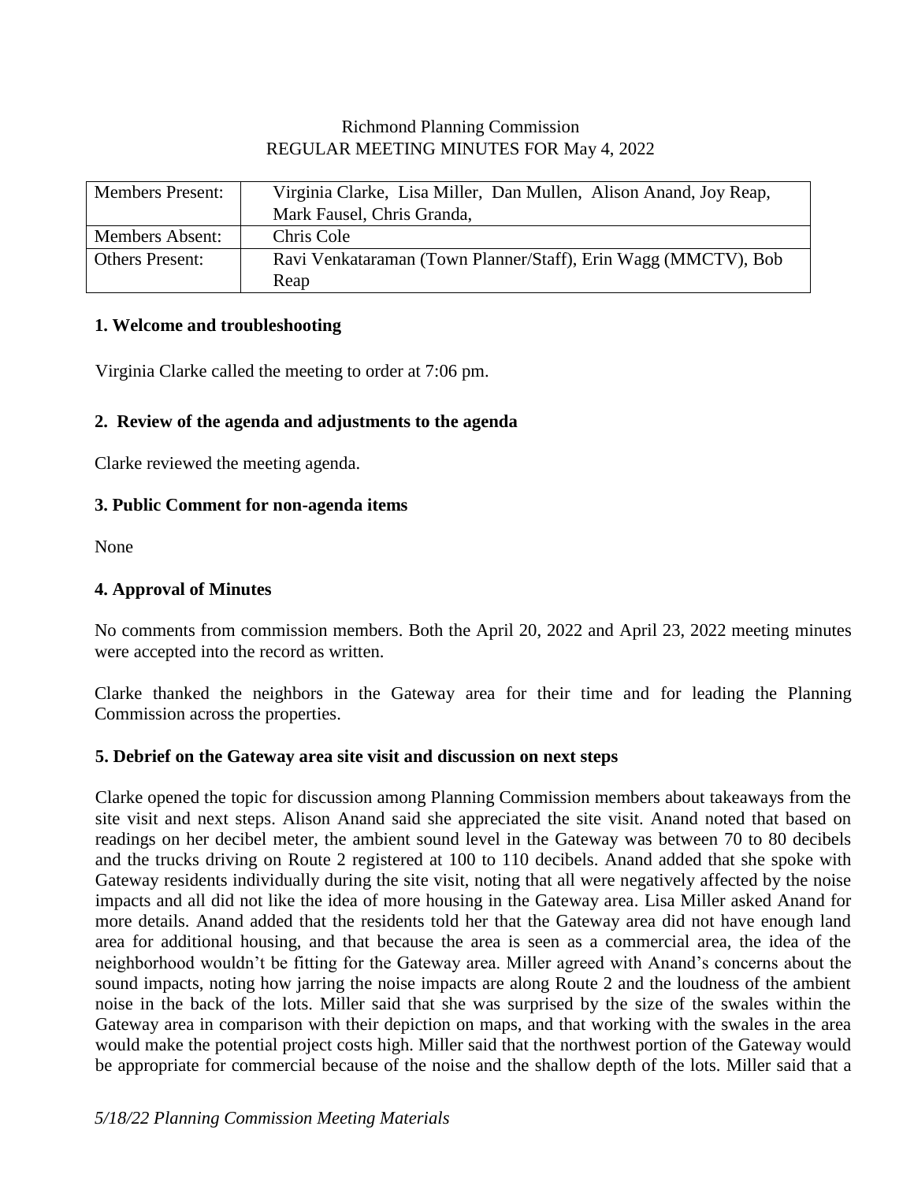Richmond Planning Commission
REGULAR MEETING MINUTES FOR May 4, 2022

| Members Present: | Virginia Clarke, Lisa Miller, Dan Mullen, Alison Anand, Joy Reap, Mark Fausel, Chris Granda, |
|---|---|
| Members Absent: | Chris Cole |
| Others Present: | Ravi Venkataraman (Town Planner/Staff), Erin Wagg (MMCTV), Bob Reap |

## 1. Welcome and troubleshooting

Virginia Clarke called the meeting to order at 7:06 pm.

## 2. Review of the agenda and adjustments to the agenda

Clarke reviewed the meeting agenda.

## 3. Public Comment for non-agenda items

None

## 4. Approval of Minutes

No comments from commission members. Both the April 20, 2022 and April 23, 2022 meeting minutes were accepted into the record as written.

Clarke thanked the neighbors in the Gateway area for their time and for leading the Planning Commission across the properties.

## 5. Debrief on the Gateway area site visit and discussion on next steps

Clarke opened the topic for discussion among Planning Commission members about takeaways from the site visit and next steps. Alison Anand said she appreciated the site visit. Anand noted that based on readings on her decibel meter, the ambient sound level in the Gateway was between 70 to 80 decibels and the trucks driving on Route 2 registered at 100 to 110 decibels. Anand added that she spoke with Gateway residents individually during the site visit, noting that all were negatively affected by the noise impacts and all did not like the idea of more housing in the Gateway area. Lisa Miller asked Anand for more details. Anand added that the residents told her that the Gateway area did not have enough land area for additional housing, and that because the area is seen as a commercial area, the idea of the neighborhood wouldn't be fitting for the Gateway area. Miller agreed with Anand's concerns about the sound impacts, noting how jarring the noise impacts are along Route 2 and the loudness of the ambient noise in the back of the lots. Miller said that she was surprised by the size of the swales within the Gateway area in comparison with their depiction on maps, and that working with the swales in the area would make the potential project costs high. Miller said that the northwest portion of the Gateway would be appropriate for commercial because of the noise and the shallow depth of the lots. Miller said that a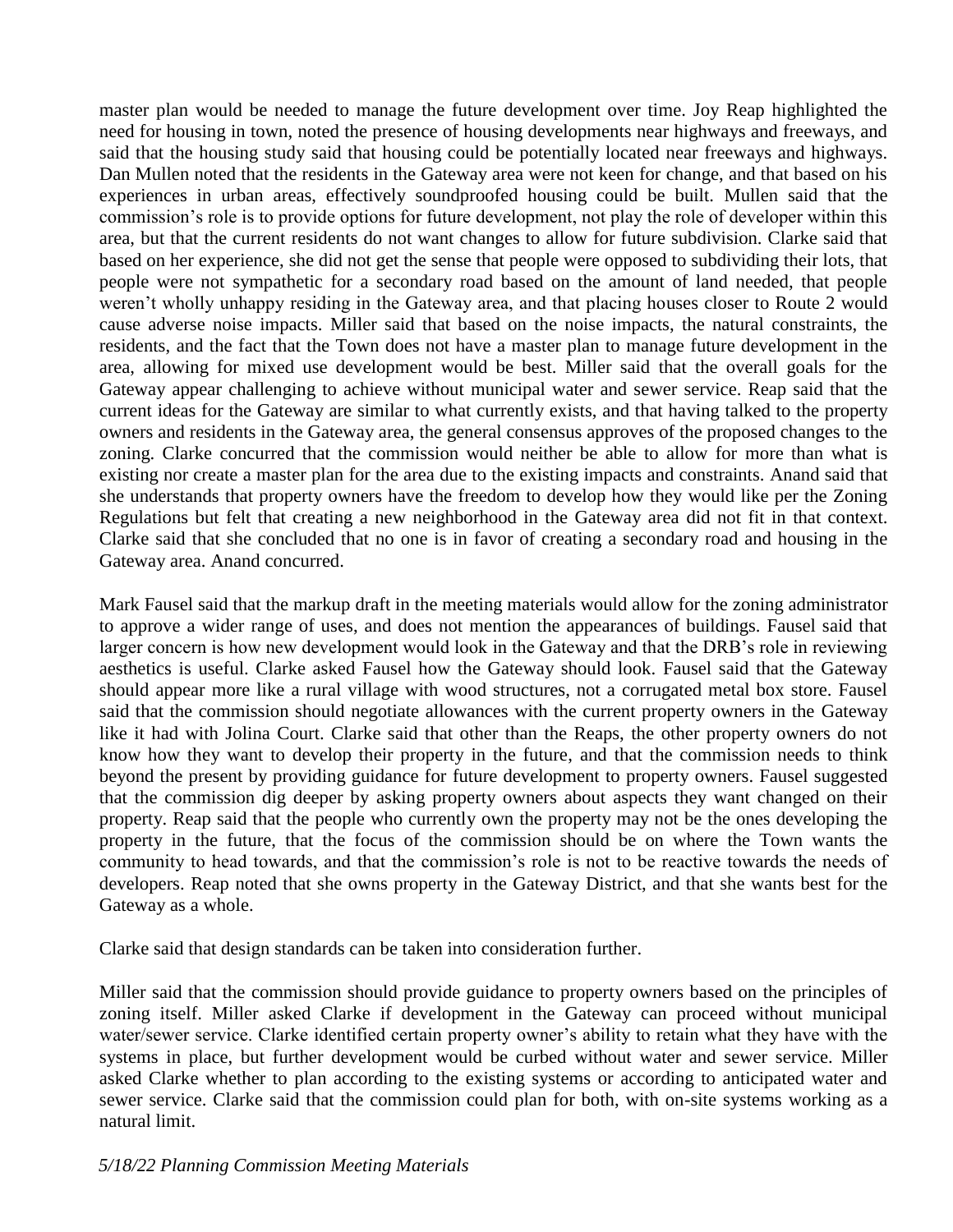master plan would be needed to manage the future development over time. Joy Reap highlighted the need for housing in town, noted the presence of housing developments near highways and freeways, and said that the housing study said that housing could be potentially located near freeways and highways. Dan Mullen noted that the residents in the Gateway area were not keen for change, and that based on his experiences in urban areas, effectively soundproofed housing could be built. Mullen said that the commission's role is to provide options for future development, not play the role of developer within this area, but that the current residents do not want changes to allow for future subdivision. Clarke said that based on her experience, she did not get the sense that people were opposed to subdividing their lots, that people were not sympathetic for a secondary road based on the amount of land needed, that people weren't wholly unhappy residing in the Gateway area, and that placing houses closer to Route 2 would cause adverse noise impacts. Miller said that based on the noise impacts, the natural constraints, the residents, and the fact that the Town does not have a master plan to manage future development in the area, allowing for mixed use development would be best. Miller said that the overall goals for the Gateway appear challenging to achieve without municipal water and sewer service. Reap said that the current ideas for the Gateway are similar to what currently exists, and that having talked to the property owners and residents in the Gateway area, the general consensus approves of the proposed changes to the zoning. Clarke concurred that the commission would neither be able to allow for more than what is existing nor create a master plan for the area due to the existing impacts and constraints. Anand said that she understands that property owners have the freedom to develop how they would like per the Zoning Regulations but felt that creating a new neighborhood in the Gateway area did not fit in that context. Clarke said that she concluded that no one is in favor of creating a secondary road and housing in the Gateway area. Anand concurred.

Mark Fausel said that the markup draft in the meeting materials would allow for the zoning administrator to approve a wider range of uses, and does not mention the appearances of buildings. Fausel said that larger concern is how new development would look in the Gateway and that the DRB's role in reviewing aesthetics is useful. Clarke asked Fausel how the Gateway should look. Fausel said that the Gateway should appear more like a rural village with wood structures, not a corrugated metal box store. Fausel said that the commission should negotiate allowances with the current property owners in the Gateway like it had with Jolina Court. Clarke said that other than the Reaps, the other property owners do not know how they want to develop their property in the future, and that the commission needs to think beyond the present by providing guidance for future development to property owners. Fausel suggested that the commission dig deeper by asking property owners about aspects they want changed on their property. Reap said that the people who currently own the property may not be the ones developing the property in the future, that the focus of the commission should be on where the Town wants the community to head towards, and that the commission's role is not to be reactive towards the needs of developers. Reap noted that she owns property in the Gateway District, and that she wants best for the Gateway as a whole.

Clarke said that design standards can be taken into consideration further.

Miller said that the commission should provide guidance to property owners based on the principles of zoning itself. Miller asked Clarke if development in the Gateway can proceed without municipal water/sewer service. Clarke identified certain property owner's ability to retain what they have with the systems in place, but further development would be curbed without water and sewer service. Miller asked Clarke whether to plan according to the existing systems or according to anticipated water and sewer service. Clarke said that the commission could plan for both, with on-site systems working as a natural limit.

*5/18/22 Planning Commission Meeting Materials*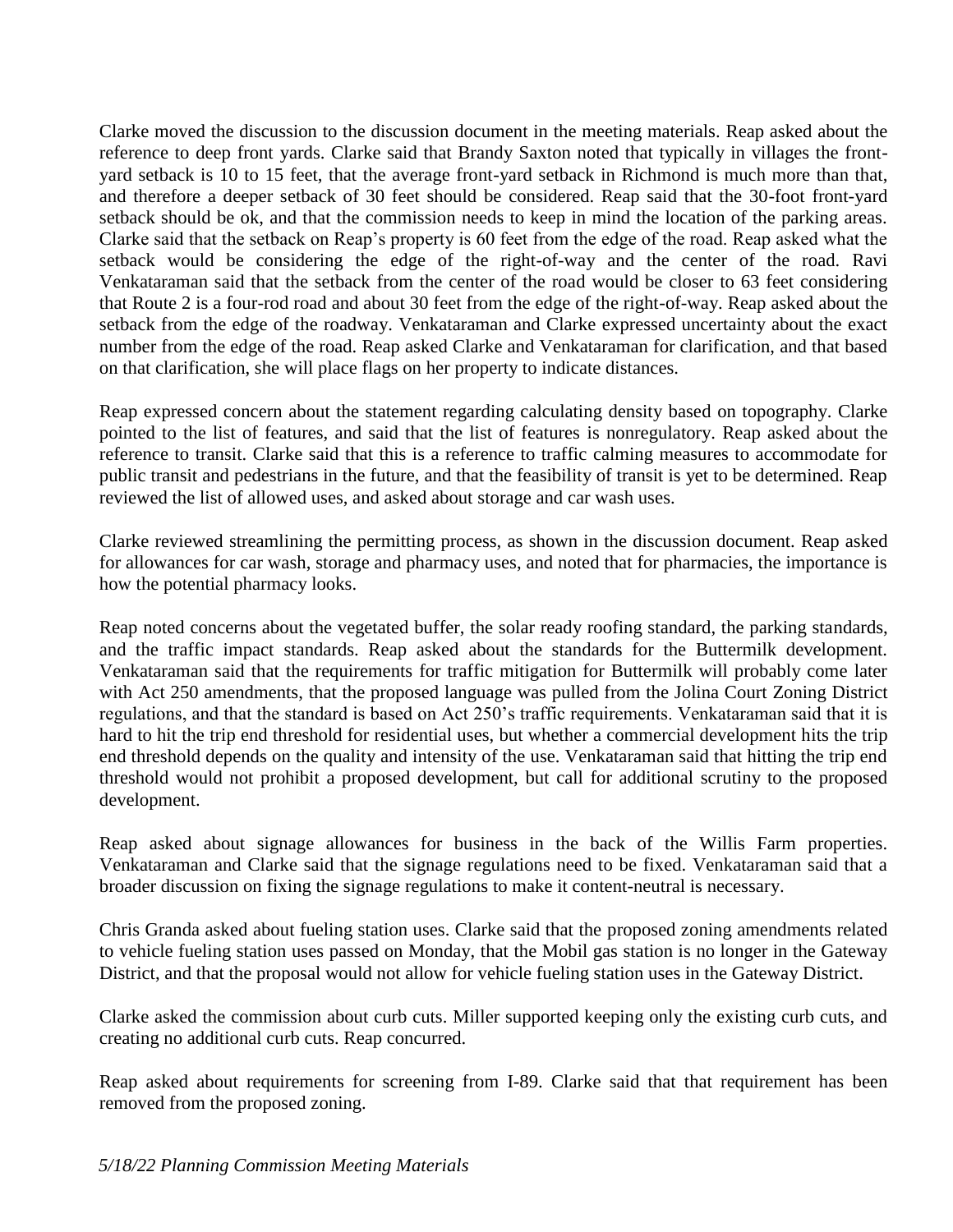Clarke moved the discussion to the discussion document in the meeting materials. Reap asked about the reference to deep front yards. Clarke said that Brandy Saxton noted that typically in villages the front-yard setback is 10 to 15 feet, that the average front-yard setback in Richmond is much more than that, and therefore a deeper setback of 30 feet should be considered. Reap said that the 30-foot front-yard setback should be ok, and that the commission needs to keep in mind the location of the parking areas. Clarke said that the setback on Reap's property is 60 feet from the edge of the road. Reap asked what the setback would be considering the edge of the right-of-way and the center of the road. Ravi Venkataraman said that the setback from the center of the road would be closer to 63 feet considering that Route 2 is a four-rod road and about 30 feet from the edge of the right-of-way. Reap asked about the setback from the edge of the roadway. Venkataraman and Clarke expressed uncertainty about the exact number from the edge of the road. Reap asked Clarke and Venkataraman for clarification, and that based on that clarification, she will place flags on her property to indicate distances.

Reap expressed concern about the statement regarding calculating density based on topography. Clarke pointed to the list of features, and said that the list of features is nonregulatory. Reap asked about the reference to transit. Clarke said that this is a reference to traffic calming measures to accommodate for public transit and pedestrians in the future, and that the feasibility of transit is yet to be determined. Reap reviewed the list of allowed uses, and asked about storage and car wash uses.

Clarke reviewed streamlining the permitting process, as shown in the discussion document. Reap asked for allowances for car wash, storage and pharmacy uses, and noted that for pharmacies, the importance is how the potential pharmacy looks.

Reap noted concerns about the vegetated buffer, the solar ready roofing standard, the parking standards, and the traffic impact standards. Reap asked about the standards for the Buttermilk development. Venkataraman said that the requirements for traffic mitigation for Buttermilk will probably come later with Act 250 amendments, that the proposed language was pulled from the Jolina Court Zoning District regulations, and that the standard is based on Act 250's traffic requirements. Venkataraman said that it is hard to hit the trip end threshold for residential uses, but whether a commercial development hits the trip end threshold depends on the quality and intensity of the use. Venkataraman said that hitting the trip end threshold would not prohibit a proposed development, but call for additional scrutiny to the proposed development.

Reap asked about signage allowances for business in the back of the Willis Farm properties. Venkataraman and Clarke said that the signage regulations need to be fixed. Venkataraman said that a broader discussion on fixing the signage regulations to make it content-neutral is necessary.

Chris Granda asked about fueling station uses. Clarke said that the proposed zoning amendments related to vehicle fueling station uses passed on Monday, that the Mobil gas station is no longer in the Gateway District, and that the proposal would not allow for vehicle fueling station uses in the Gateway District.

Clarke asked the commission about curb cuts. Miller supported keeping only the existing curb cuts, and creating no additional curb cuts. Reap concurred.

Reap asked about requirements for screening from I-89. Clarke said that that requirement has been removed from the proposed zoning.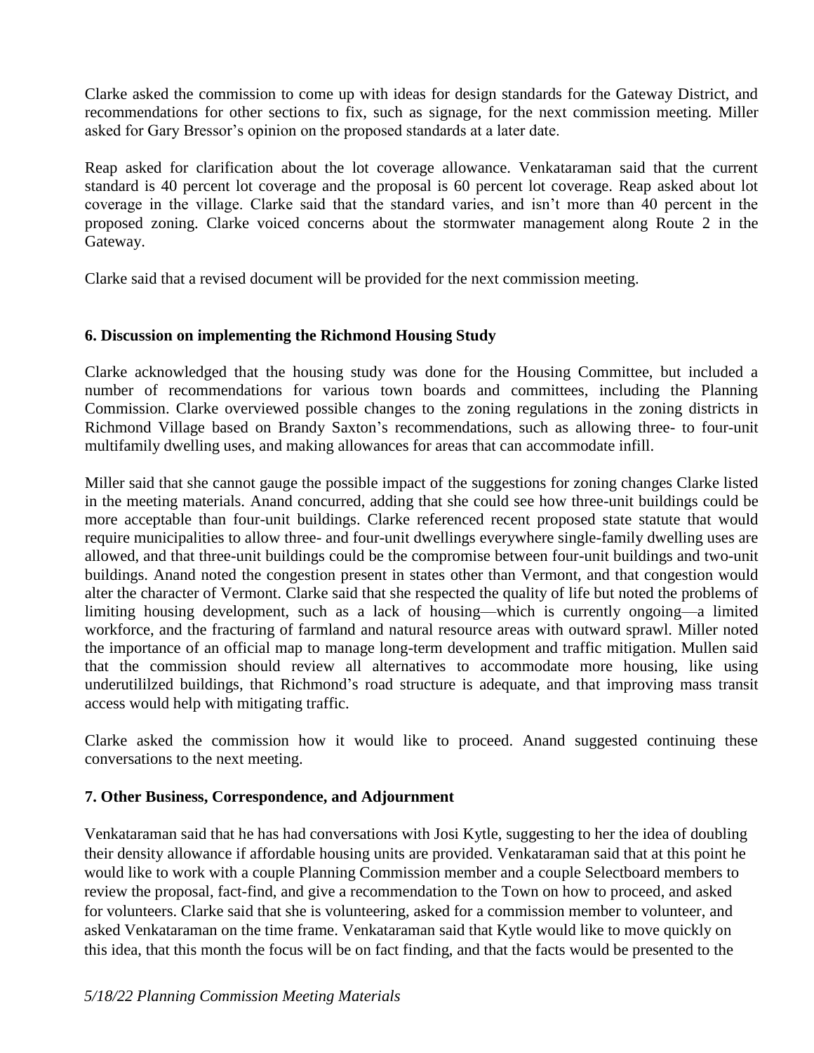Clarke asked the commission to come up with ideas for design standards for the Gateway District, and recommendations for other sections to fix, such as signage, for the next commission meeting. Miller asked for Gary Bressor's opinion on the proposed standards at a later date.

Reap asked for clarification about the lot coverage allowance. Venkataraman said that the current standard is 40 percent lot coverage and the proposal is 60 percent lot coverage. Reap asked about lot coverage in the village. Clarke said that the standard varies, and isn't more than 40 percent in the proposed zoning. Clarke voiced concerns about the stormwater management along Route 2 in the Gateway.

Clarke said that a revised document will be provided for the next commission meeting.

### 6. Discussion on implementing the Richmond Housing Study

Clarke acknowledged that the housing study was done for the Housing Committee, but included a number of recommendations for various town boards and committees, including the Planning Commission. Clarke overviewed possible changes to the zoning regulations in the zoning districts in Richmond Village based on Brandy Saxton's recommendations, such as allowing three- to four-unit multifamily dwelling uses, and making allowances for areas that can accommodate infill.

Miller said that she cannot gauge the possible impact of the suggestions for zoning changes Clarke listed in the meeting materials. Anand concurred, adding that she could see how three-unit buildings could be more acceptable than four-unit buildings. Clarke referenced recent proposed state statute that would require municipalities to allow three- and four-unit dwellings everywhere single-family dwelling uses are allowed, and that three-unit buildings could be the compromise between four-unit buildings and two-unit buildings. Anand noted the congestion present in states other than Vermont, and that congestion would alter the character of Vermont. Clarke said that she respected the quality of life but noted the problems of limiting housing development, such as a lack of housing—which is currently ongoing—a limited workforce, and the fracturing of farmland and natural resource areas with outward sprawl. Miller noted the importance of an official map to manage long-term development and traffic mitigation. Mullen said that the commission should review all alternatives to accommodate more housing, like using underutililzed buildings, that Richmond's road structure is adequate, and that improving mass transit access would help with mitigating traffic.

Clarke asked the commission how it would like to proceed. Anand suggested continuing these conversations to the next meeting.

### 7. Other Business, Correspondence, and Adjournment

Venkataraman said that he has had conversations with Josi Kytle, suggesting to her the idea of doubling their density allowance if affordable housing units are provided. Venkataraman said that at this point he would like to work with a couple Planning Commission member and a couple Selectboard members to review the proposal, fact-find, and give a recommendation to the Town on how to proceed, and asked for volunteers. Clarke said that she is volunteering, asked for a commission member to volunteer, and asked Venkataraman on the time frame. Venkataraman said that Kytle would like to move quickly on this idea, that this month the focus will be on fact finding, and that the facts would be presented to the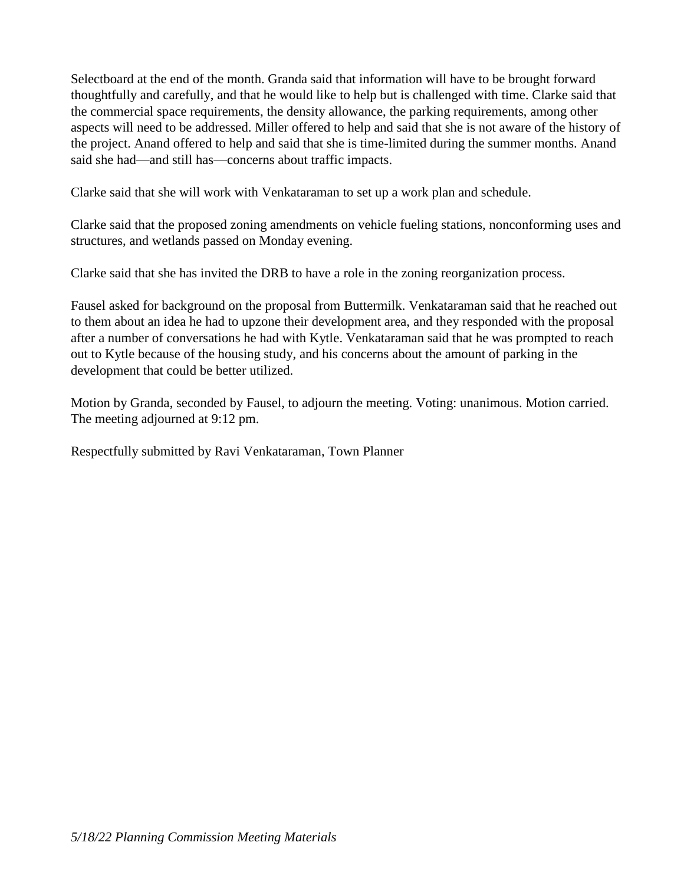Selectboard at the end of the month. Granda said that information will have to be brought forward thoughtfully and carefully, and that he would like to help but is challenged with time. Clarke said that the commercial space requirements, the density allowance, the parking requirements, among other aspects will need to be addressed. Miller offered to help and said that she is not aware of the history of the project. Anand offered to help and said that she is time-limited during the summer months. Anand said she had—and still has—concerns about traffic impacts.

Clarke said that she will work with Venkataraman to set up a work plan and schedule.

Clarke said that the proposed zoning amendments on vehicle fueling stations, nonconforming uses and structures, and wetlands passed on Monday evening.

Clarke said that she has invited the DRB to have a role in the zoning reorganization process.

Fausel asked for background on the proposal from Buttermilk. Venkataraman said that he reached out to them about an idea he had to upzone their development area, and they responded with the proposal after a number of conversations he had with Kytle. Venkataraman said that he was prompted to reach out to Kytle because of the housing study, and his concerns about the amount of parking in the development that could be better utilized.

Motion by Granda, seconded by Fausel, to adjourn the meeting. Voting: unanimous. Motion carried. The meeting adjourned at 9:12 pm.

Respectfully submitted by Ravi Venkataraman, Town Planner